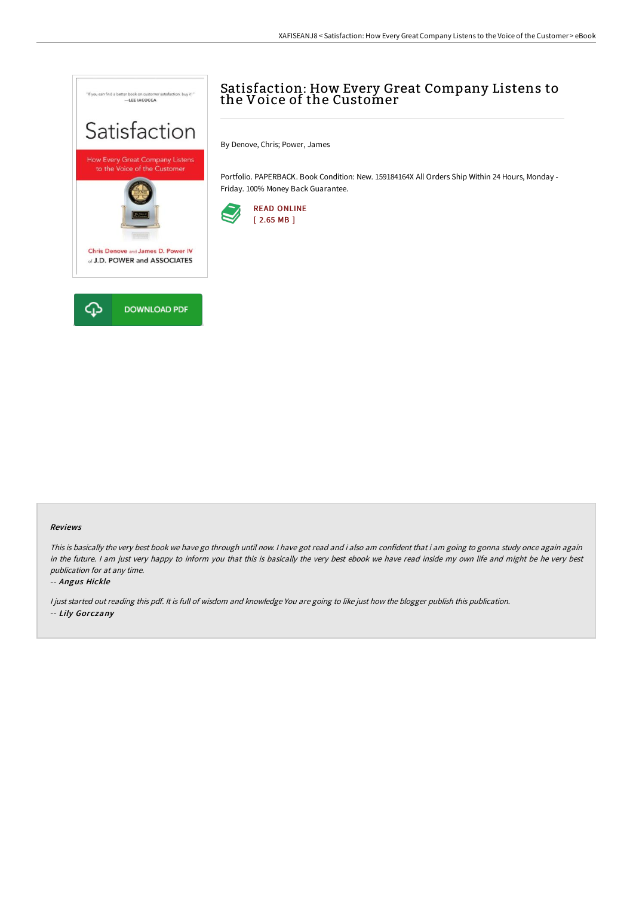# Satisfaction: How Every Great Company Listens to the Voice of the Customer

By Denove, Chris; Power, James

Portfolio. PAPERBACK. Book Condition: New. 159184164X All Orders Ship Within 24 Hours, Monday - Friday. 100% Money Back Guarantee.

READ ONLINE
[ 2.65 MB ]

DOWNLOAD PDF

### Reviews

*This is basically the very best book we have go through until now. I have got read and i also am confident that i am going to gonna study once again again in the future. I am just very happy to inform you that this is basically the very best ebook we have read inside my own life and might be he very best publication for at any time.*

*-- Angus Hickle*

*I just started out reading this pdf. It is full of wisdom and knowledge You are going to like just how the blogger publish this publication.*

*-- Lily Gorczany*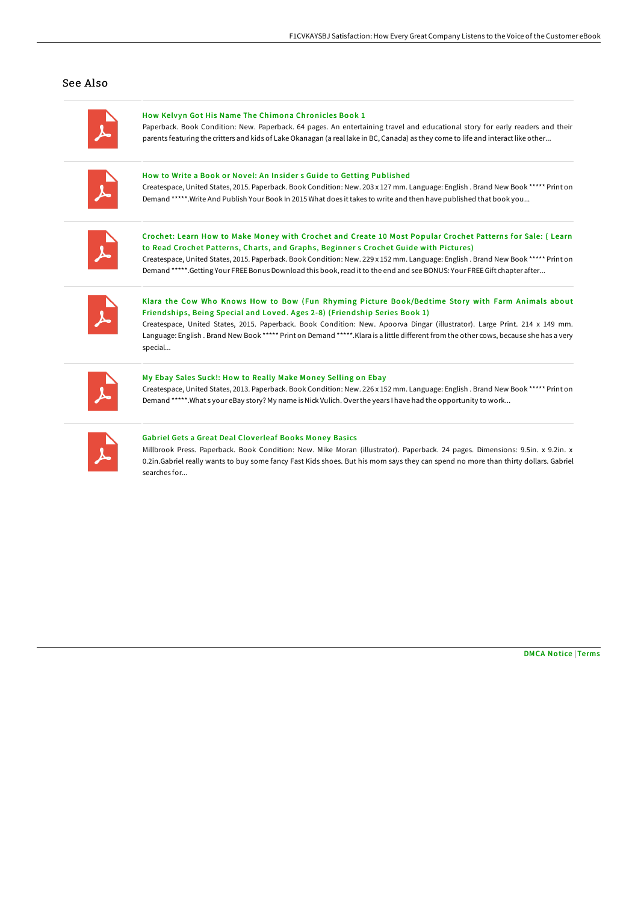## See Also

### How Kelvyn Got His Name The Chimona Chronicles Book 1

Paperback. Book Condition: New. Paperback. 64 pages. An entertaining travel and educational story for early readers and their parents featuring the critters and kids of Lake Okanagan (a real lake in BC, Canada) as they come to life and interact like other...

### How to Write a Book or Novel: An Insider s Guide to Getting Published

Createspace, United States, 2015. Paperback. Book Condition: New. 203 x 127 mm. Language: English . Brand New Book ***** Print on Demand *****.Write And Publish Your Book In 2015 What does it takes to write and then have published that book you...

### Crochet: Learn How to Make Money with Crochet and Create 10 Most Popular Crochet Patterns for Sale: ( Learn to Read Crochet Patterns, Charts, and Graphs, Beginner s Crochet Guide with Pictures)

Createspace, United States, 2015. Paperback. Book Condition: New. 229 x 152 mm. Language: English . Brand New Book ***** Print on Demand *****.Getting Your FREE Bonus Download this book, read it to the end and see BONUS: Your FREE Gift chapter after...

### Klara the Cow Who Knows How to Bow (Fun Rhyming Picture Book/Bedtime Story with Farm Animals about Friendships, Being Special and Loved. Ages 2-8) (Friendship Series Book 1)

Createspace, United States, 2015. Paperback. Book Condition: New. Apoorva Dingar (illustrator). Large Print. 214 x 149 mm. Language: English . Brand New Book ***** Print on Demand *****.Klara is a little different from the other cows, because she has a very special...

### My Ebay Sales Suck!: How to Really Make Money Selling on Ebay

Createspace, United States, 2013. Paperback. Book Condition: New. 226 x 152 mm. Language: English . Brand New Book ***** Print on Demand *****.What s your eBay story? My name is Nick Vulich. Over the years I have had the opportunity to work...

### Gabriel Gets a Great Deal Cloverleaf Books Money Basics

Millbrook Press. Paperback. Book Condition: New. Mike Moran (illustrator). Paperback. 24 pages. Dimensions: 9.5in. x 9.2in. x 0.2in.Gabriel really wants to buy some fancy Fast Kids shoes. But his mom says they can spend no more than thirty dollars. Gabriel searches for...

DMCA Notice | Terms